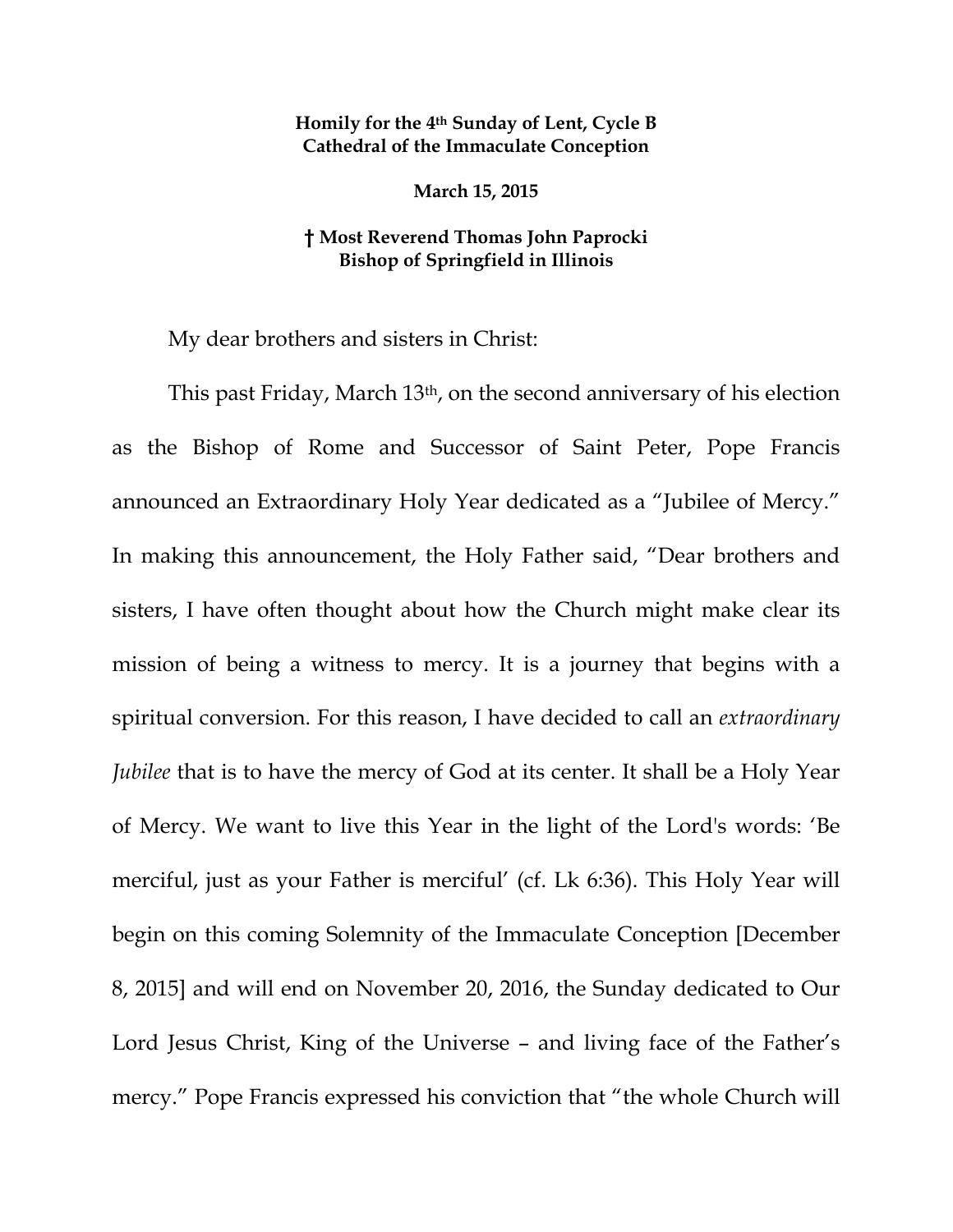**Homily for the 4th Sunday of Lent, Cycle B**
**Cathedral of the Immaculate Conception**

**March 15, 2015**

**† Most Reverend Thomas John Paprocki**
**Bishop of Springfield in Illinois**

My dear brothers and sisters in Christ:

This past Friday, March 13th, on the second anniversary of his election as the Bishop of Rome and Successor of Saint Peter, Pope Francis announced an Extraordinary Holy Year dedicated as a "Jubilee of Mercy." In making this announcement, the Holy Father said, "Dear brothers and sisters, I have often thought about how the Church might make clear its mission of being a witness to mercy. It is a journey that begins with a spiritual conversion. For this reason, I have decided to call an *extraordinary Jubilee* that is to have the mercy of God at its center. It shall be a Holy Year of Mercy. We want to live this Year in the light of the Lord's words: 'Be merciful, just as your Father is merciful' (cf. Lk 6:36). This Holy Year will begin on this coming Solemnity of the Immaculate Conception [December 8, 2015] and will end on November 20, 2016, the Sunday dedicated to Our Lord Jesus Christ, King of the Universe – and living face of the Father's mercy." Pope Francis expressed his conviction that "the whole Church will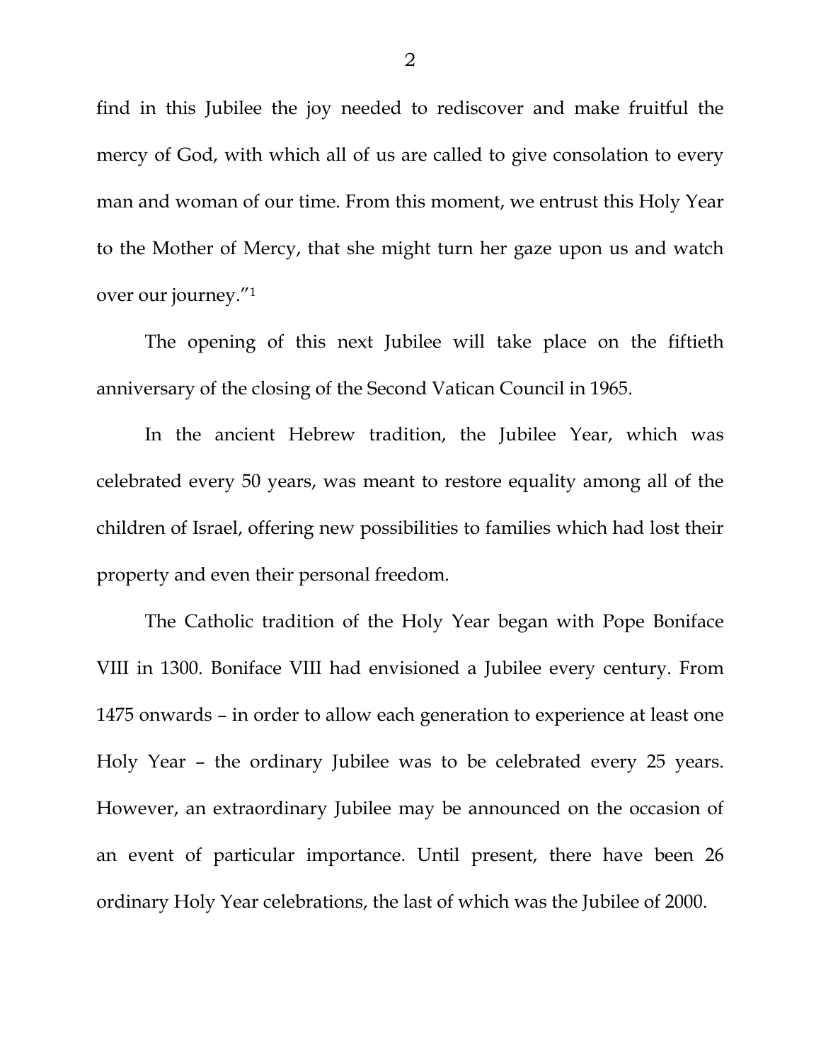find in this Jubilee the joy needed to rediscover and make fruitful the mercy of God, with which all of us are called to give consolation to every man and woman of our time. From this moment, we entrust this Holy Year to the Mother of Mercy, that she might turn her gaze upon us and watch over our journey."[1]

The opening of this next Jubilee will take place on the fiftieth anniversary of the closing of the Second Vatican Council in 1965.

In the ancient Hebrew tradition, the Jubilee Year, which was celebrated every 50 years, was meant to restore equality among all of the children of Israel, offering new possibilities to families which had lost their property and even their personal freedom.

The Catholic tradition of the Holy Year began with Pope Boniface VIII in 1300. Boniface VIII had envisioned a Jubilee every century. From 1475 onwards – in order to allow each generation to experience at least one Holy Year – the ordinary Jubilee was to be celebrated every 25 years. However, an extraordinary Jubilee may be announced on the occasion of an event of particular importance. Until present, there have been 26 ordinary Holy Year celebrations, the last of which was the Jubilee of 2000.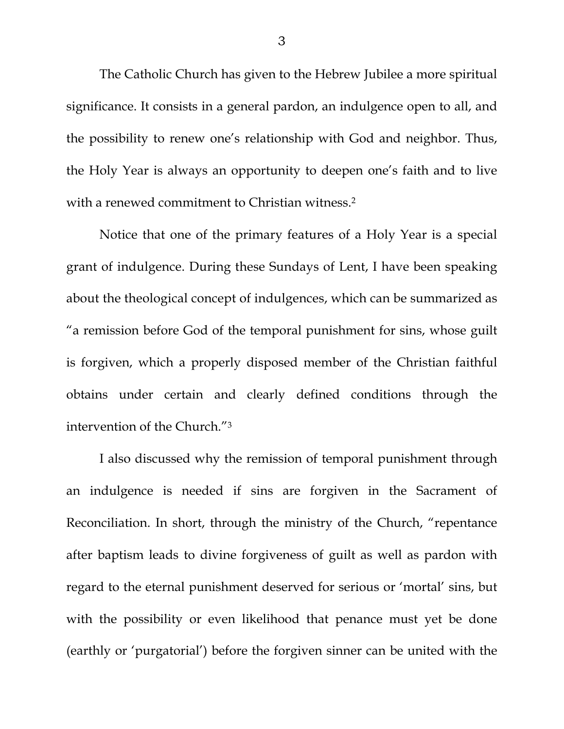The Catholic Church has given to the Hebrew Jubilee a more spiritual significance. It consists in a general pardon, an indulgence open to all, and the possibility to renew one's relationship with God and neighbor. Thus, the Holy Year is always an opportunity to deepen one's faith and to live with a renewed commitment to Christian witness.[2]

Notice that one of the primary features of a Holy Year is a special grant of indulgence. During these Sundays of Lent, I have been speaking about the theological concept of indulgences, which can be summarized as "a remission before God of the temporal punishment for sins, whose guilt is forgiven, which a properly disposed member of the Christian faithful obtains under certain and clearly defined conditions through the intervention of the Church."[3]

I also discussed why the remission of temporal punishment through an indulgence is needed if sins are forgiven in the Sacrament of Reconciliation. In short, through the ministry of the Church, "repentance after baptism leads to divine forgiveness of guilt as well as pardon with regard to the eternal punishment deserved for serious or 'mortal' sins, but with the possibility or even likelihood that penance must yet be done (earthly or 'purgatorial') before the forgiven sinner can be united with the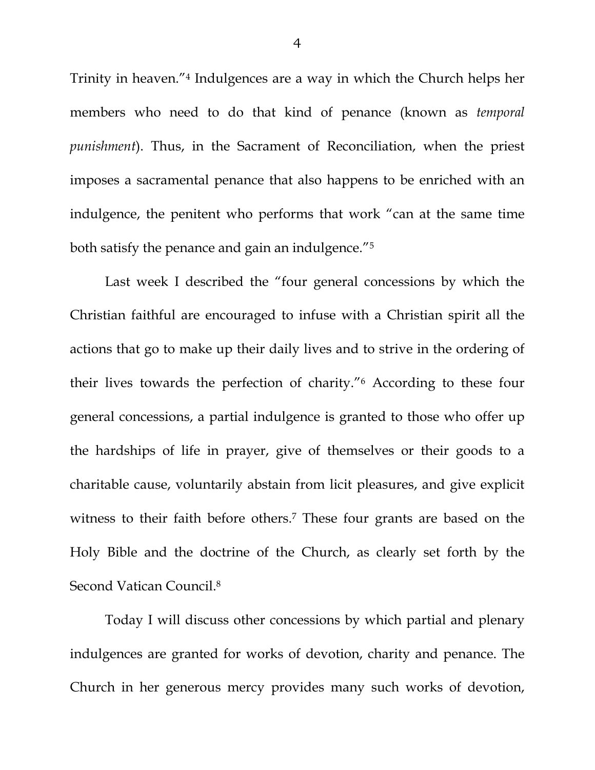Trinity in heaven."[4] Indulgences are a way in which the Church helps her members who need to do that kind of penance (known as *temporal punishment*). Thus, in the Sacrament of Reconciliation, when the priest imposes a sacramental penance that also happens to be enriched with an indulgence, the penitent who performs that work "can at the same time both satisfy the penance and gain an indulgence."[5]

Last week I described the "four general concessions by which the Christian faithful are encouraged to infuse with a Christian spirit all the actions that go to make up their daily lives and to strive in the ordering of their lives towards the perfection of charity."[6] According to these four general concessions, a partial indulgence is granted to those who offer up the hardships of life in prayer, give of themselves or their goods to a charitable cause, voluntarily abstain from licit pleasures, and give explicit witness to their faith before others.[7] These four grants are based on the Holy Bible and the doctrine of the Church, as clearly set forth by the Second Vatican Council.[8]

Today I will discuss other concessions by which partial and plenary indulgences are granted for works of devotion, charity and penance. The Church in her generous mercy provides many such works of devotion,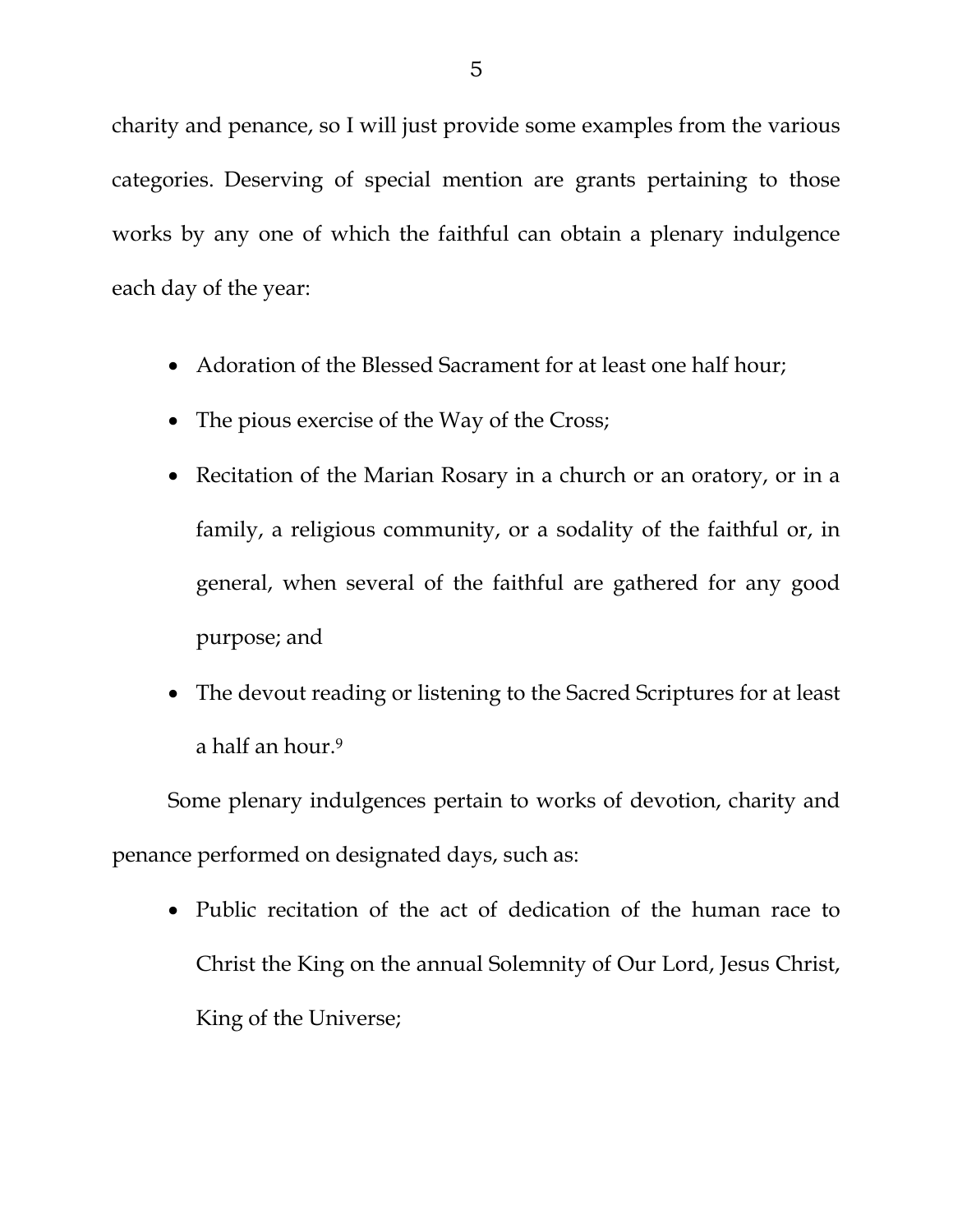charity and penance, so I will just provide some examples from the various categories. Deserving of special mention are grants pertaining to those works by any one of which the faithful can obtain a plenary indulgence each day of the year:

- Adoration of the Blessed Sacrament for at least one half hour;
- The pious exercise of the Way of the Cross;
- Recitation of the Marian Rosary in a church or an oratory, or in a family, a religious community, or a sodality of the faithful or, in general, when several of the faithful are gathered for any good purpose; and
- The devout reading or listening to the Sacred Scriptures for at least a half an hour.[9]

Some plenary indulgences pertain to works of devotion, charity and penance performed on designated days, such as:

- Public recitation of the act of dedication of the human race to Christ the King on the annual Solemnity of Our Lord, Jesus Christ, King of the Universe;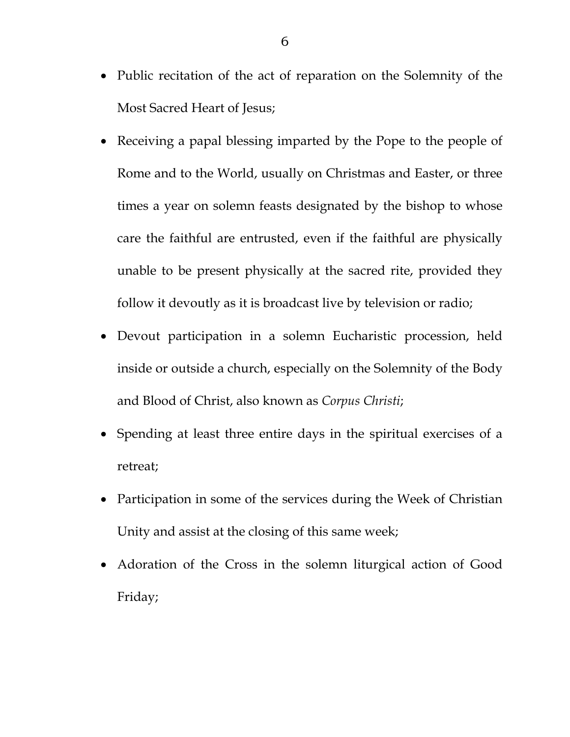- Public recitation of the act of reparation on the Solemnity of the Most Sacred Heart of Jesus;
- Receiving a papal blessing imparted by the Pope to the people of Rome and to the World, usually on Christmas and Easter, or three times a year on solemn feasts designated by the bishop to whose care the faithful are entrusted, even if the faithful are physically unable to be present physically at the sacred rite, provided they follow it devoutly as it is broadcast live by television or radio;
- Devout participation in a solemn Eucharistic procession, held inside or outside a church, especially on the Solemnity of the Body and Blood of Christ, also known as *Corpus Christi*;
- Spending at least three entire days in the spiritual exercises of a retreat;
- Participation in some of the services during the Week of Christian Unity and assist at the closing of this same week;
- Adoration of the Cross in the solemn liturgical action of Good Friday;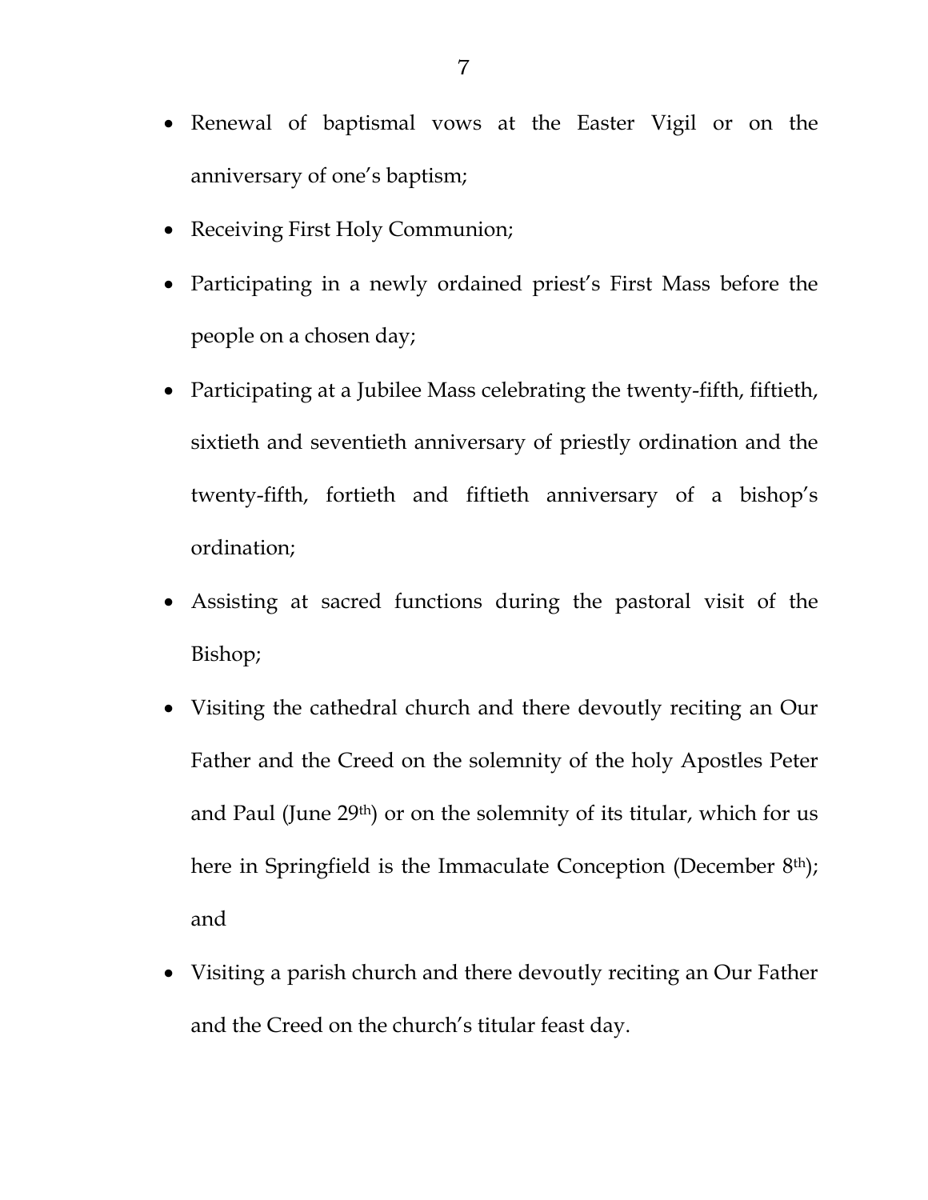- Renewal of baptismal vows at the Easter Vigil or on the anniversary of one's baptism;
- Receiving First Holy Communion;
- Participating in a newly ordained priest's First Mass before the people on a chosen day;
- Participating at a Jubilee Mass celebrating the twenty-fifth, fiftieth, sixtieth and seventieth anniversary of priestly ordination and the twenty-fifth, fortieth and fiftieth anniversary of a bishop's ordination;
- Assisting at sacred functions during the pastoral visit of the Bishop;
- Visiting the cathedral church and there devoutly reciting an Our Father and the Creed on the solemnity of the holy Apostles Peter and Paul (June 29th) or on the solemnity of its titular, which for us here in Springfield is the Immaculate Conception (December 8th); and
- Visiting a parish church and there devoutly reciting an Our Father and the Creed on the church's titular feast day.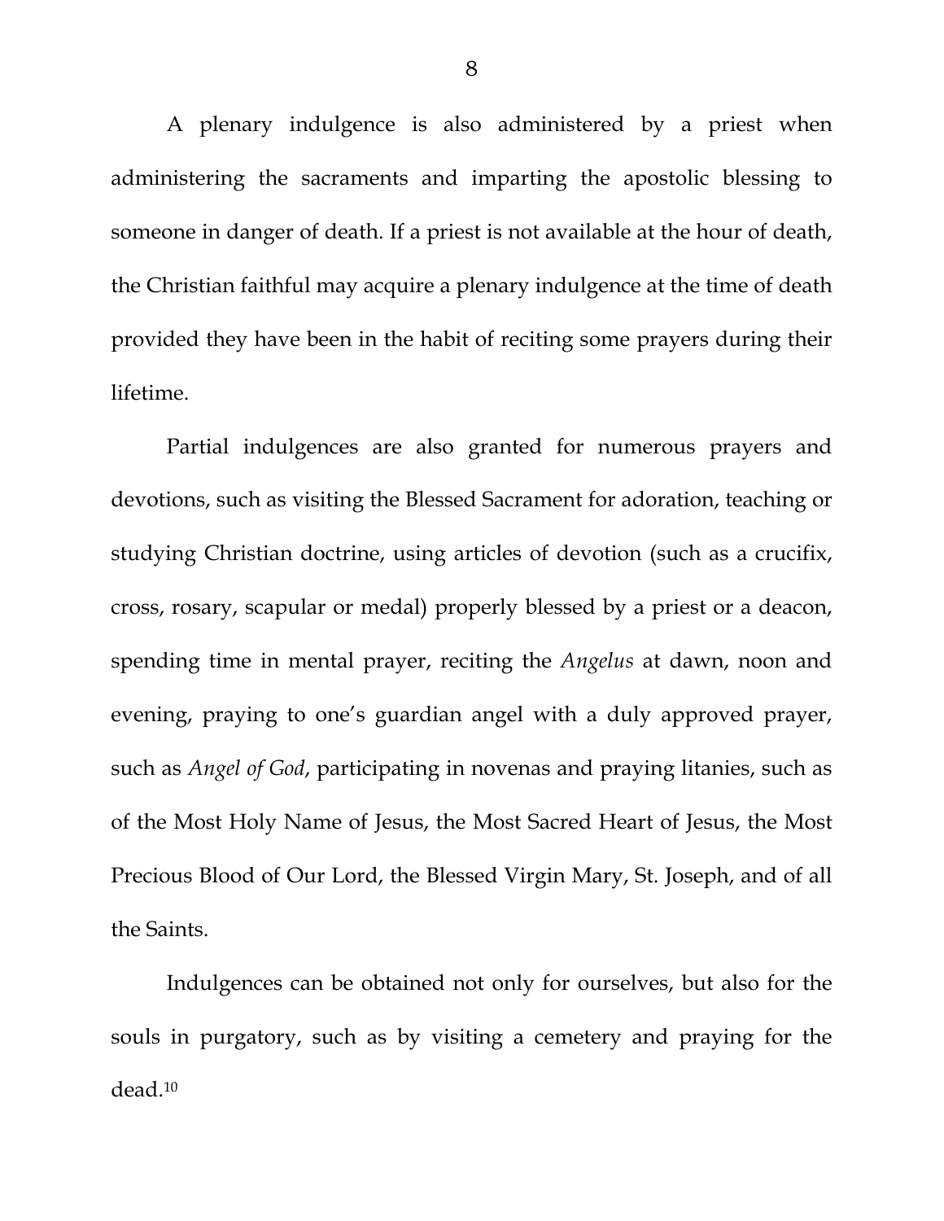A plenary indulgence is also administered by a priest when administering the sacraments and imparting the apostolic blessing to someone in danger of death. If a priest is not available at the hour of death, the Christian faithful may acquire a plenary indulgence at the time of death provided they have been in the habit of reciting some prayers during their lifetime.

Partial indulgences are also granted for numerous prayers and devotions, such as visiting the Blessed Sacrament for adoration, teaching or studying Christian doctrine, using articles of devotion (such as a crucifix, cross, rosary, scapular or medal) properly blessed by a priest or a deacon, spending time in mental prayer, reciting the *Angelus* at dawn, noon and evening, praying to one's guardian angel with a duly approved prayer, such as *Angel of God*, participating in novenas and praying litanies, such as of the Most Holy Name of Jesus, the Most Sacred Heart of Jesus, the Most Precious Blood of Our Lord, the Blessed Virgin Mary, St. Joseph, and of all the Saints.

Indulgences can be obtained not only for ourselves, but also for the souls in purgatory, such as by visiting a cemetery and praying for the dead.[10]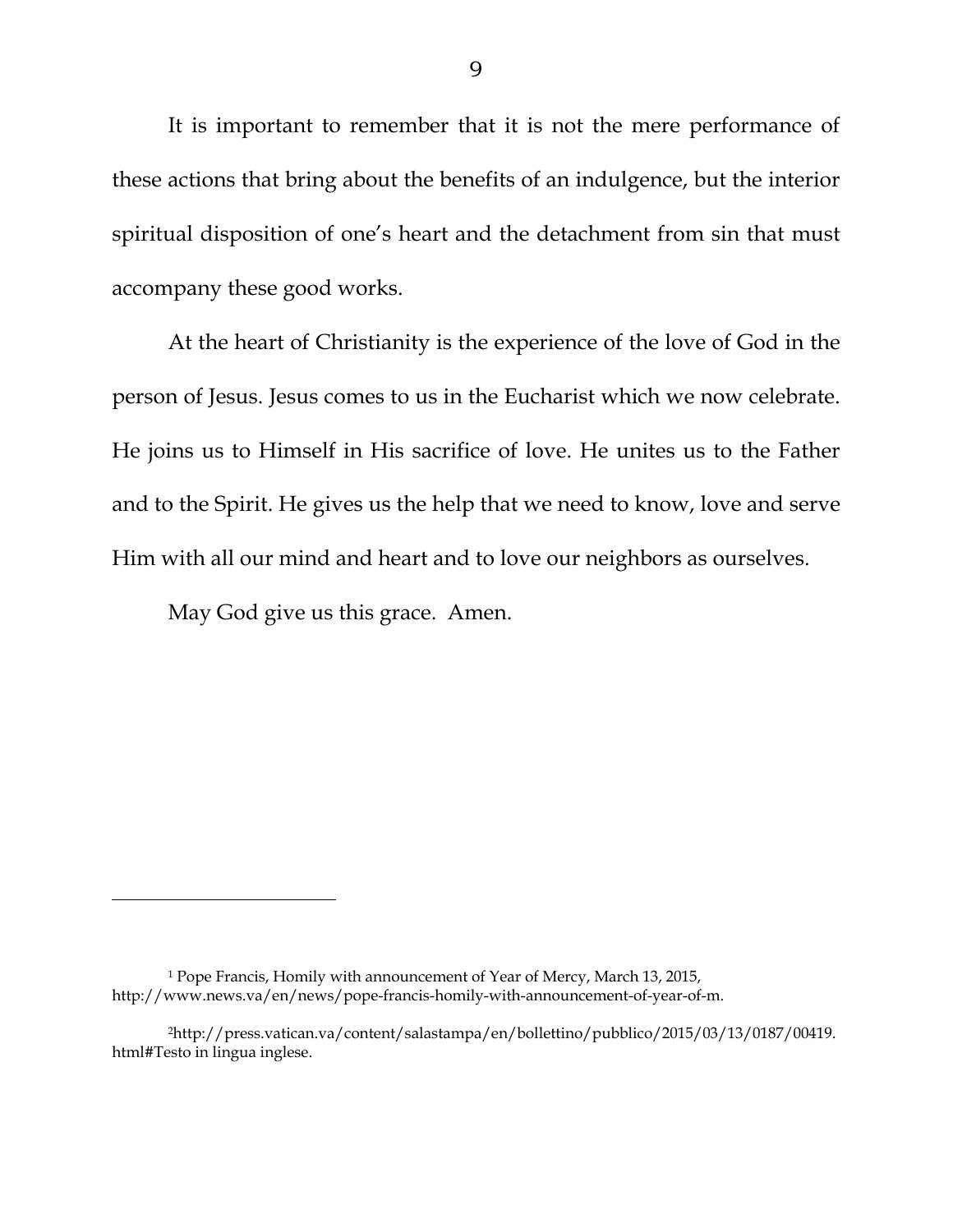It is important to remember that it is not the mere performance of these actions that bring about the benefits of an indulgence, but the interior spiritual disposition of one's heart and the detachment from sin that must accompany these good works.

At the heart of Christianity is the experience of the love of God in the person of Jesus. Jesus comes to us in the Eucharist which we now celebrate. He joins us to Himself in His sacrifice of love. He unites us to the Father and to the Spirit. He gives us the help that we need to know, love and serve Him with all our mind and heart and to love our neighbors as ourselves.

May God give us this grace. Amen.

---

[1] Pope Francis, Homily with announcement of Year of Mercy, March 13, 2015, http://www.news.va/en/news/pope-francis-homily-with-announcement-of-year-of-m.

[2] http://press.vatican.va/content/salastampa/en/bollettino/pubblico/2015/03/13/0187/00419.html#Testo in lingua inglese.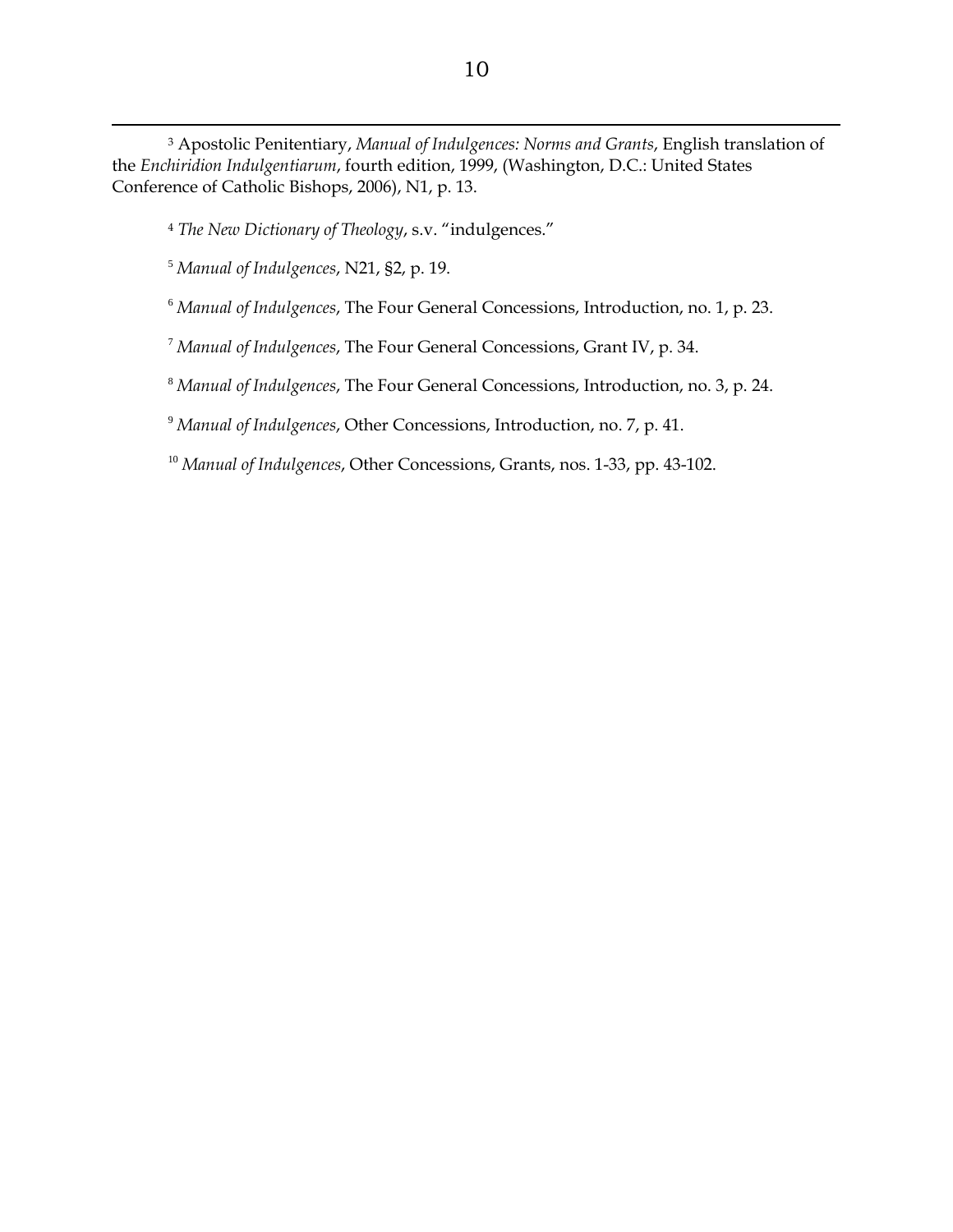[3] Apostolic Penitentiary, *Manual of Indulgences: Norms and Grants*, English translation of the *Enchiridion Indulgentiarum*, fourth edition, 1999, (Washington, D.C.: United States Conference of Catholic Bishops, 2006), N1, p. 13.

[4] *The New Dictionary of Theology*, s.v. "indulgences."

[5] *Manual of Indulgences*, N21, §2, p. 19.

[6] *Manual of Indulgences*, The Four General Concessions, Introduction, no. 1, p. 23.

[7] *Manual of Indulgences*, The Four General Concessions, Grant IV, p. 34.

[8] *Manual of Indulgences*, The Four General Concessions, Introduction, no. 3, p. 24.

[9] *Manual of Indulgences*, Other Concessions, Introduction, no. 7, p. 41.

[10] *Manual of Indulgences*, Other Concessions, Grants, nos. 1-33, pp. 43-102.